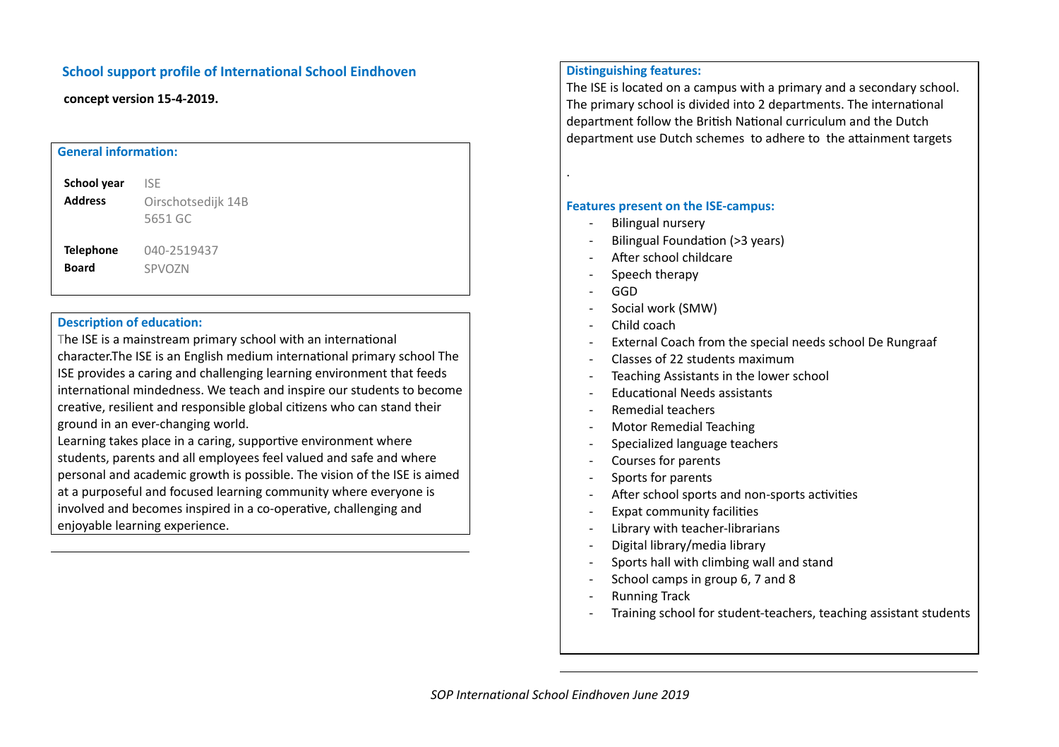## School support profile of International School Eindhoven

**concept version 15-4-2019.**

### General information:

| | |
|---|---|
| **School year** | ISE |
| **Address** | Oirschotsedijk 14B<br>5651 GC |
| **Telephone** | 040-2519437 |
| **Board** | SPVOZN |

### Description of education:

The ISE is a mainstream primary school with an international character.The ISE is an English medium international primary school The ISE provides a caring and challenging learning environment that feeds international mindedness. We teach and inspire our students to become creative, resilient and responsible global citizens who can stand their ground in an ever-changing world.
Learning takes place in a caring, supportive environment where students, parents and all employees feel valued and safe and where personal and academic growth is possible. The vision of the ISE is aimed at a purposeful and focused learning community where everyone is involved and becomes inspired in a co-operative, challenging and enjoyable learning experience.

### Distinguishing features:

The ISE is located on a campus with a primary and a secondary school. The primary school is divided into 2 departments. The international department follow the British National curriculum and the Dutch department use Dutch schemes to adhere to the attainment targets

.

### Features present on the ISE-campus:

- Bilingual nursery
- Bilingual Foundation (>3 years)
- After school childcare
- Speech therapy
- GGD
- Social work (SMW)
- Child coach
- External Coach from the special needs school De Rungraaf
- Classes of 22 students maximum
- Teaching Assistants in the lower school
- Educational Needs assistants
- Remedial teachers
- Motor Remedial Teaching
- Specialized language teachers
- Courses for parents
- Sports for parents
- After school sports and non-sports activities
- Expat community facilities
- Library with teacher-librarians
- Digital library/media library
- Sports hall with climbing wall and stand
- School camps in group 6, 7 and 8
- Running Track
- Training school for student-teachers, teaching assistant students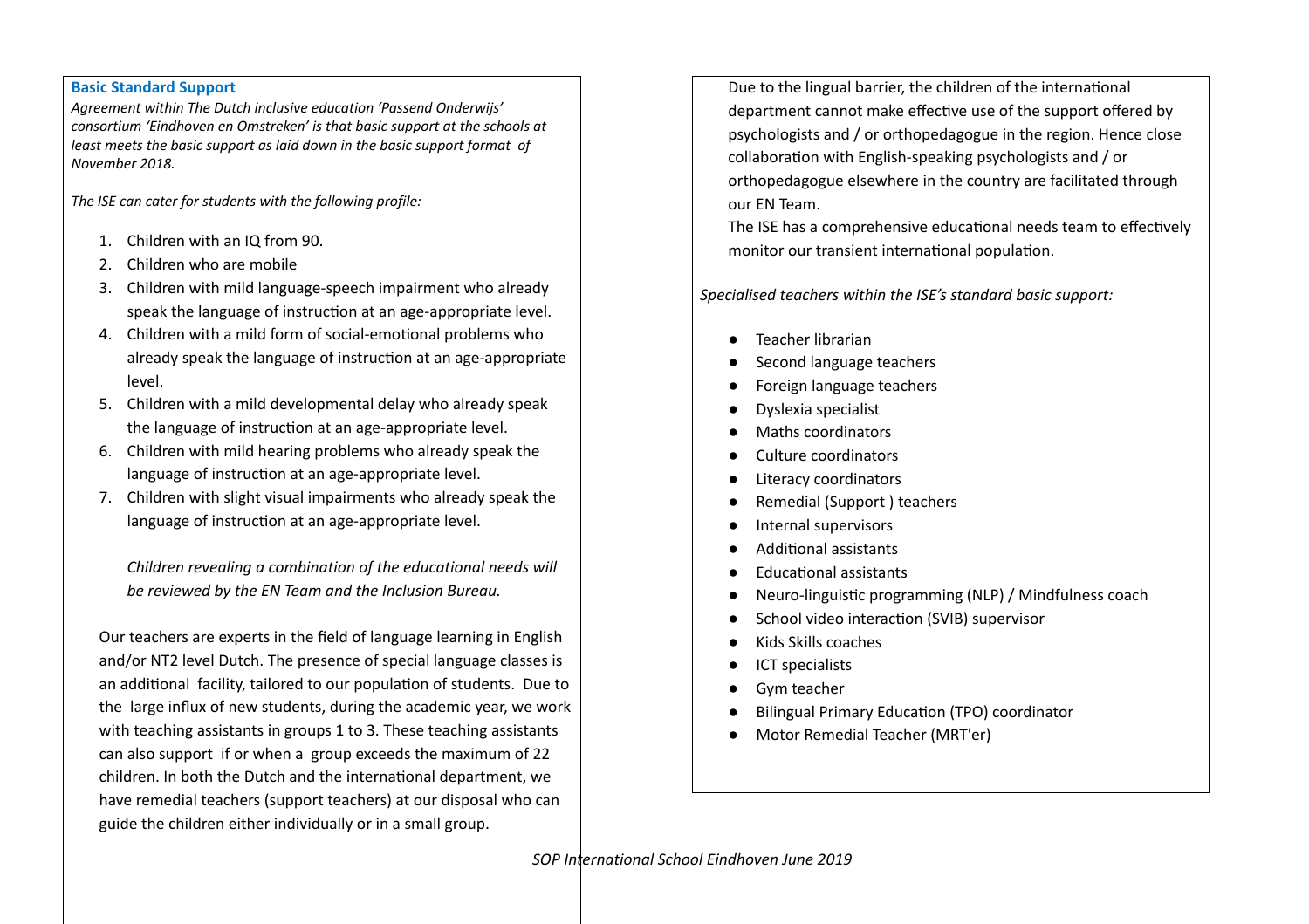**Basic Standard Support**

*Agreement within The Dutch inclusive education 'Passend Onderwijs' consortium 'Eindhoven en Omstreken' is that basic support at the schools at least meets the basic support as laid down in the basic support format of November 2018.*

*The ISE can cater for students with the following profile:*

1. Children with an IQ from 90.
2. Children who are mobile
3. Children with mild language-speech impairment who already speak the language of instruction at an age-appropriate level.
4. Children with a mild form of social-emotional problems who already speak the language of instruction at an age-appropriate level.
5. Children with a mild developmental delay who already speak the language of instruction at an age-appropriate level.
6. Children with mild hearing problems who already speak the language of instruction at an age-appropriate level.
7. Children with slight visual impairments who already speak the language of instruction at an age-appropriate level.

   *Children revealing a combination of the educational needs will be reviewed by the EN Team and the Inclusion Bureau.*

Our teachers are experts in the field of language learning in English and/or NT2 level Dutch. The presence of special language classes is an additional facility, tailored to our population of students. Due to the large influx of new students, during the academic year, we work with teaching assistants in groups 1 to 3. These teaching assistants can also support if or when a group exceeds the maximum of 22 children. In both the Dutch and the international department, we have remedial teachers (support teachers) at our disposal who can guide the children either individually or in a small group.

Due to the lingual barrier, the children of the international department cannot make effective use of the support offered by psychologists and / or orthopedagogue in the region. Hence close collaboration with English-speaking psychologists and / or orthopedagogue elsewhere in the country are facilitated through our EN Team.

The ISE has a comprehensive educational needs team to effectively monitor our transient international population.

*Specialised teachers within the ISE's standard basic support:*

- Teacher librarian
- Second language teachers
- Foreign language teachers
- Dyslexia specialist
- Maths coordinators
- Culture coordinators
- Literacy coordinators
- Remedial (Support ) teachers
- Internal supervisors
- Additional assistants
- Educational assistants
- Neuro-linguistic programming (NLP) / Mindfulness coach
- School video interaction (SVIB) supervisor
- Kids Skills coaches
- ICT specialists
- Gym teacher
- Bilingual Primary Education (TPO) coordinator
- Motor Remedial Teacher (MRT'er)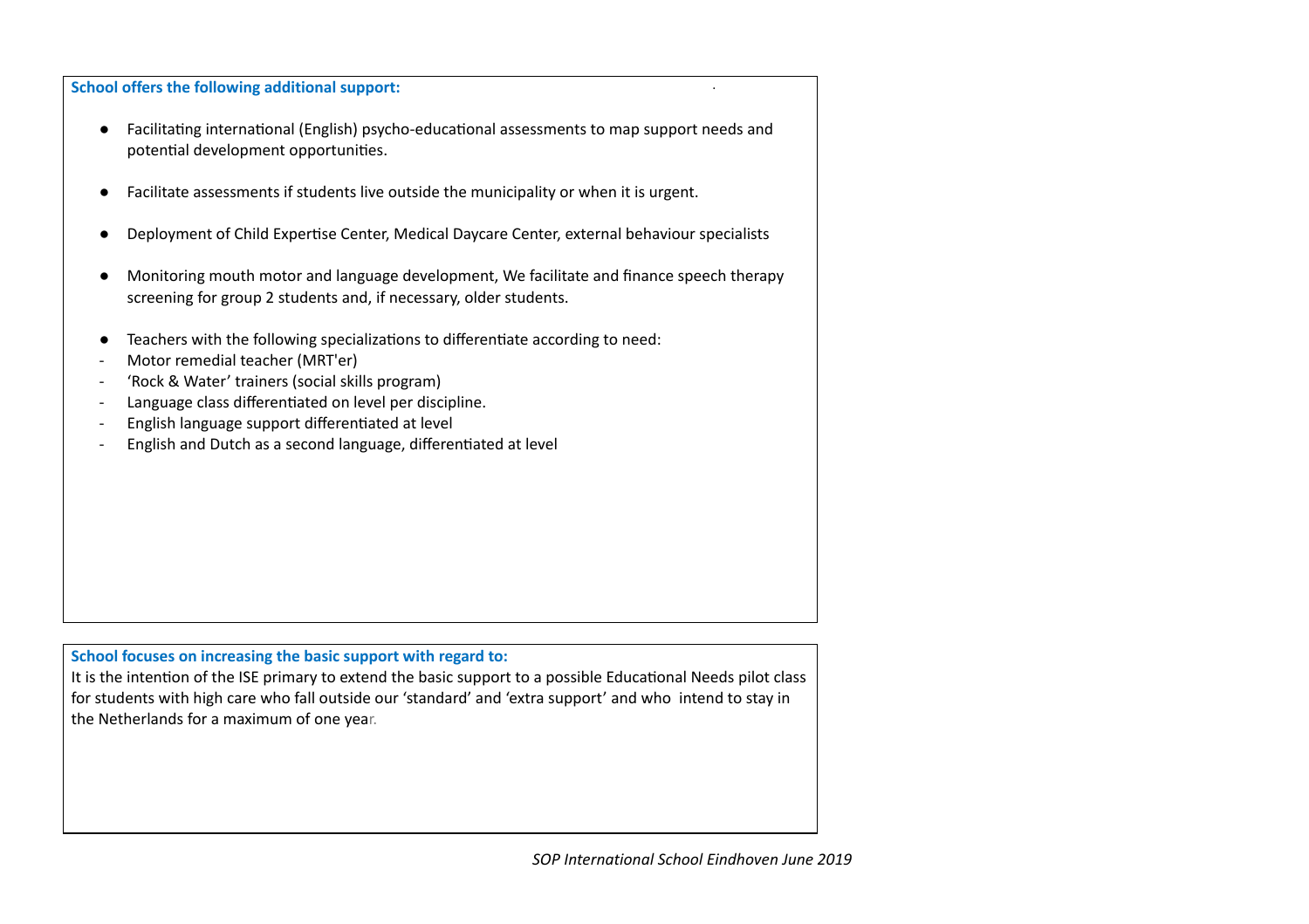**School offers the following additional support:**

- Facilitating international (English) psycho-educational assessments to map support needs and potential development opportunities.
- Facilitate assessments if students live outside the municipality or when it is urgent.
- Deployment of Child Expertise Center, Medical Daycare Center, external behaviour specialists
- Monitoring mouth motor and language development, We facilitate and finance speech therapy screening for group 2 students and, if necessary, older students.
- Teachers with the following specializations to differentiate according to need:
  - Motor remedial teacher (MRT'er)
  - 'Rock & Water' trainers (social skills program)
  - Language class differentiated on level per discipline.
  - English language support differentiated at level
  - English and Dutch as a second language, differentiated at level

**School focuses on increasing the basic support with regard to:**

It is the intention of the ISE primary to extend the basic support to a possible Educational Needs pilot class for students with high care who fall outside our 'standard' and 'extra support' and who intend to stay in the Netherlands for a maximum of one year.

*SOP International School Eindhoven June 2019*